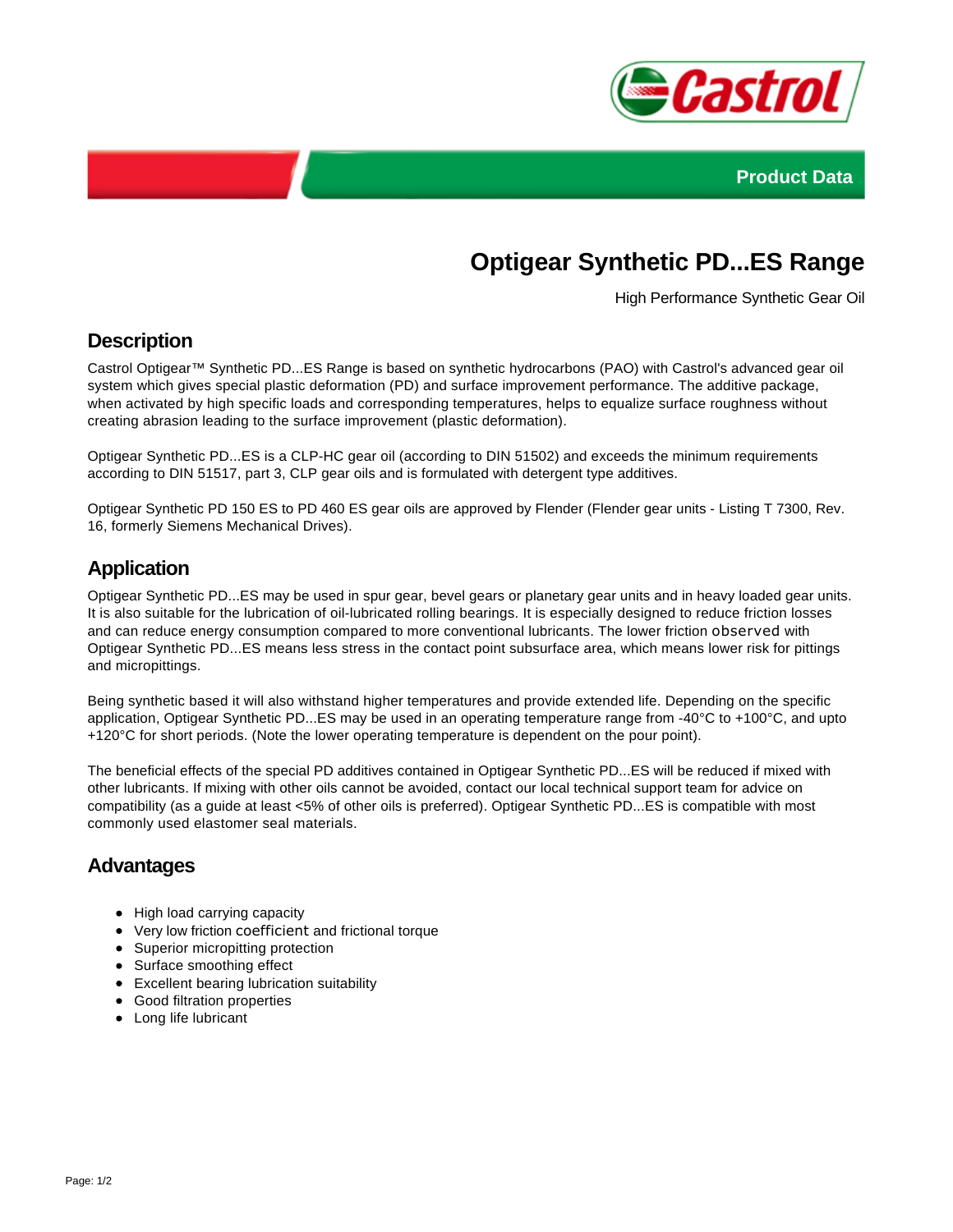Product Data

# Optigear Synthetic PD...ES Range

High Performance Synthetic Gear Oil

## Description

Castrol Optigear™ Synthetic PD...ES Range is based on synthetic hydrocarbons (PAO) with Castrol's advanced gear oil system which gives special plastic deformation (PD) and surface improvement performance. The additive package, when activated by high specific loads and corresponding temperatures, helps to equalize surface roughness without creating abrasion leading to the surface improvement (plastic deformation).

Optigear Synthetic PD...ES is a CLP-HC gear oil (according to DIN 51502) and exceeds the minimum requirements according to DIN 51517, part 3, CLP gear oils and is formulated with detergent type additives.

Optigear Synthetic PD 150 ES to PD 460 ES gear oils are approved by Flender (Flender gear units - Listing T 7300, Rev. 16, formerly Siemens Mechanical Drives).

## Application

Optigear Synthetic PD...ES may be used in spur gear, bevel gears or planetary gear units and in heavy loaded gear units. It is also suitable for the lubrication of oil-lubricated rolling bearings. It is especially designed to reduce friction losses and can reduce energy consumption compared to more conventional lubricants. The lower friction observed with Optigear Synthetic PD...ES means less stress in the contact point subsurface area, which means lower risk for pittings and micropittings.

Being synthetic based it will also withstand higher temperatures and provide extended life. Depending on the specific application, Optigear Synthetic PD...ES may be used in an operating temperature range from -40°C to +100°C, and upto +120°C for short periods. (Note the lower operating temperature is dependent on the pour point).

The beneficial effects of the special PD additives contained in Optigear Synthetic PD...ES will be reduced if mixed with other lubricants. If mixing with other oils cannot be avoided, contact our local technical support team for advice on compatibility (as a guide at least <5% of other oils is preferred). Optigear Synthetic PD...ES is compatible with most commonly used elastomer seal materials.

## Advantages

- High load carrying capacity
- Very low friction coefficient and frictional torque
- Superior micropitting protection
- Surface smoothing effect
- Excellent bearing lubrication suitability
- Good filtration properties
- Long life lubricant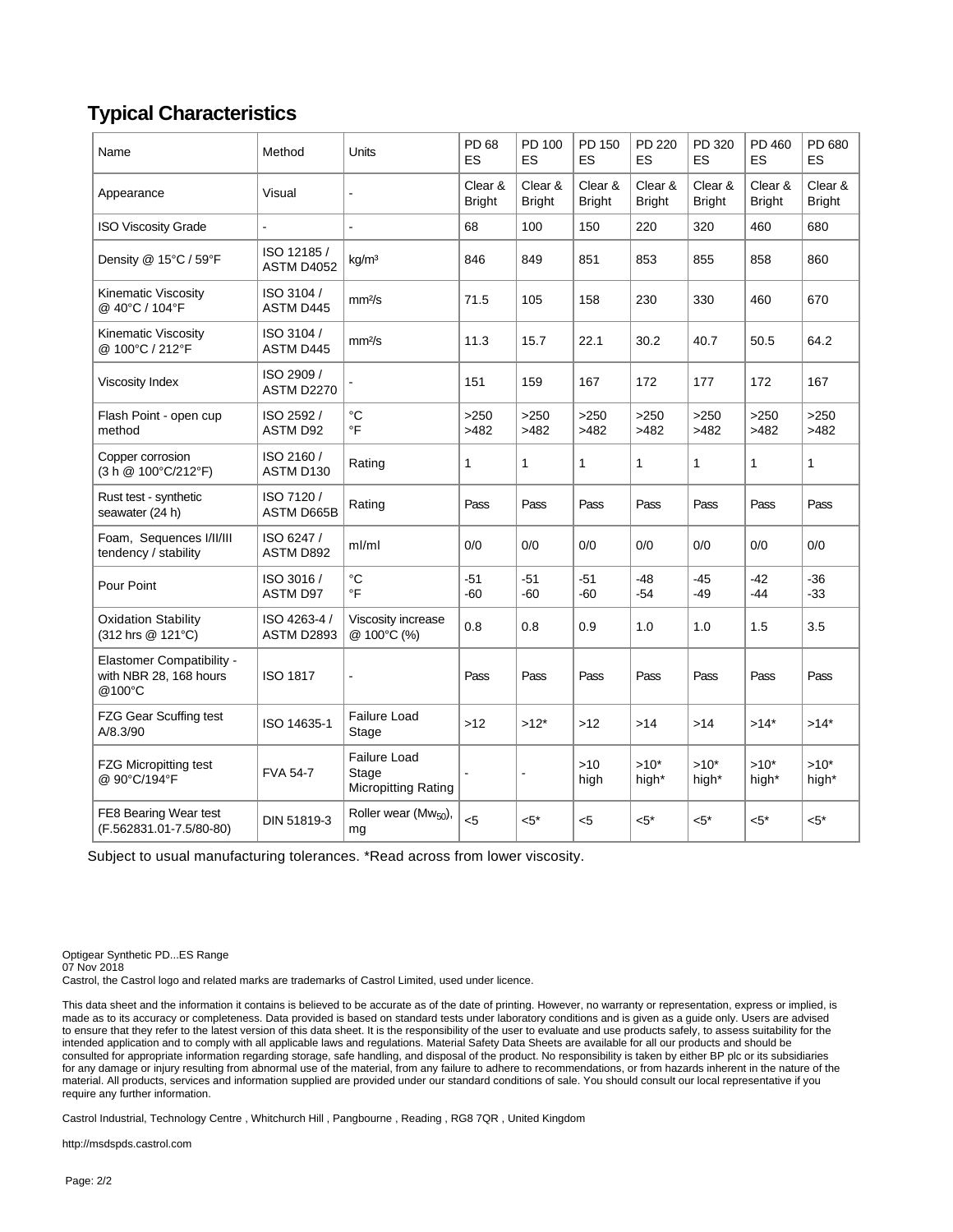# Typical Characteristics

| Name | Method | Units | PD 68 ES | PD 100 ES | PD 150 ES | PD 220 ES | PD 320 ES | PD 460 ES | PD 680 ES |
|---|---|---|---|---|---|---|---|---|---|
| Appearance | Visual | - | Clear & Bright | Clear & Bright | Clear & Bright | Clear & Bright | Clear & Bright | Clear & Bright | Clear & Bright |
| ISO Viscosity Grade | - | - | 68 | 100 | 150 | 220 | 320 | 460 | 680 |
| Density @ 15°C / 59°F | ISO 12185 / ASTM D4052 | kg/m³ | 846 | 849 | 851 | 853 | 855 | 858 | 860 |
| Kinematic Viscosity @ 40°C / 104°F | ISO 3104 / ASTM D445 | mm²/s | 71.5 | 105 | 158 | 230 | 330 | 460 | 670 |
| Kinematic Viscosity @ 100°C / 212°F | ISO 3104 / ASTM D445 | mm²/s | 11.3 | 15.7 | 22.1 | 30.2 | 40.7 | 50.5 | 64.2 |
| Viscosity Index | ISO 2909 / ASTM D2270 | - | 151 | 159 | 167 | 172 | 177 | 172 | 167 |
| Flash Point - open cup method | ISO 2592 / ASTM D92 | °C °F | >250 >482 | >250 >482 | >250 >482 | >250 >482 | >250 >482 | >250 >482 | >250 >482 |
| Copper corrosion (3 h @ 100°C/212°F) | ISO 2160 / ASTM D130 | Rating | 1 | 1 | 1 | 1 | 1 | 1 | 1 |
| Rust test - synthetic seawater (24 h) | ISO 7120 / ASTM D665B | Rating | Pass | Pass | Pass | Pass | Pass | Pass | Pass |
| Foam, Sequences I/II/III tendency / stability | ISO 6247 / ASTM D892 | ml/ml | 0/0 | 0/0 | 0/0 | 0/0 | 0/0 | 0/0 | 0/0 |
| Pour Point | ISO 3016 / ASTM D97 | °C °F | -51 -60 | -51 -60 | -51 -60 | -48 -54 | -45 -49 | -42 -44 | -36 -33 |
| Oxidation Stability (312 hrs @ 121°C) | ISO 4263-4 / ASTM D2893 | Viscosity increase @ 100°C (%) | 0.8 | 0.8 | 0.9 | 1.0 | 1.0 | 1.5 | 3.5 |
| Elastomer Compatibility - with NBR 28, 168 hours @100°C | ISO 1817 | - | Pass | Pass | Pass | Pass | Pass | Pass | Pass |
| FZG Gear Scuffing test A/8.3/90 | ISO 14635-1 | Failure Load Stage | >12 | >12* | >12 | >14 | >14 | >14* | >14* |
| FZG Micropitting test @ 90°C/194°F | FVA 54-7 | Failure Load Stage Micropitting Rating | - | - | >10 high | >10* high* | >10* high* | >10* high* | >10* high* |
| FE8 Bearing Wear test (F.562831.01-7.5/80-80) | DIN 51819-3 | Roller wear ($Mw_{50}$), mg | <5 | <5* | <5 | <5* | <5* | <5* | <5* |

Subject to usual manufacturing tolerances. *Read across from lower viscosity.

Optigear Synthetic PD...ES Range
07 Nov 2018
Castrol, the Castrol logo and related marks are trademarks of Castrol Limited, used under licence.

This data sheet and the information it contains is believed to be accurate as of the date of printing. However, no warranty or representation, express or implied, is made as to its accuracy or completeness. Data provided is based on standard tests under laboratory conditions and is given as a guide only. Users are advised to ensure that they refer to the latest version of this data sheet. It is the responsibility of the user to evaluate and use products safely, to assess suitability for the intended application and to comply with all applicable laws and regulations. Material Safety Data Sheets are available for all our products and should be consulted for appropriate information regarding storage, safe handling, and disposal of the product. No responsibility is taken by either BP plc or its subsidiaries for any damage or injury resulting from abnormal use of the material, from any failure to adhere to recommendations, or from hazards inherent in the nature of the material. All products, services and information supplied are provided under our standard conditions of sale. You should consult our local representative if you require any further information.

Castrol Industrial, Technology Centre , Whitchurch Hill , Pangbourne , Reading , RG8 7QR , United Kingdom

http://msdspds.castrol.com